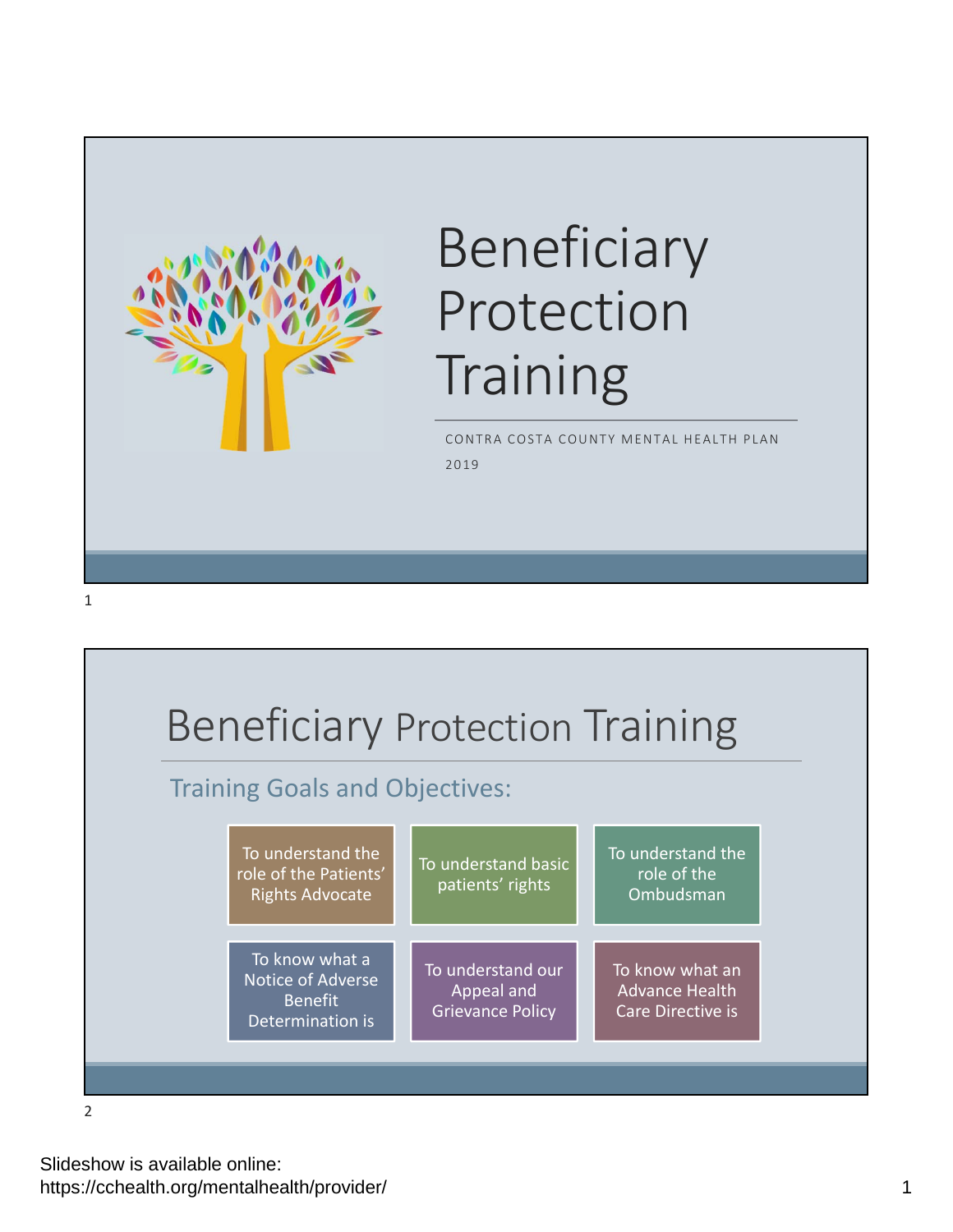# Beneficiary Protection Training

CONTRA COSTA COUNTY MENTAL HEALTH PLAN

2019

## Beneficiary Protection Training

### Training Goals and Objectives:

- To understand the role of the Patients' Rights Advocate
- To understand basic patients' rights
- To understand the role of the Ombudsman
- To know what a Notice of Adverse Benefit Determination is
- To understand our Appeal and Grievance Policy
- To know what an Advance Health Care Directive is

Slideshow is available online:
https://cchealth.org/mentalhealth/provider/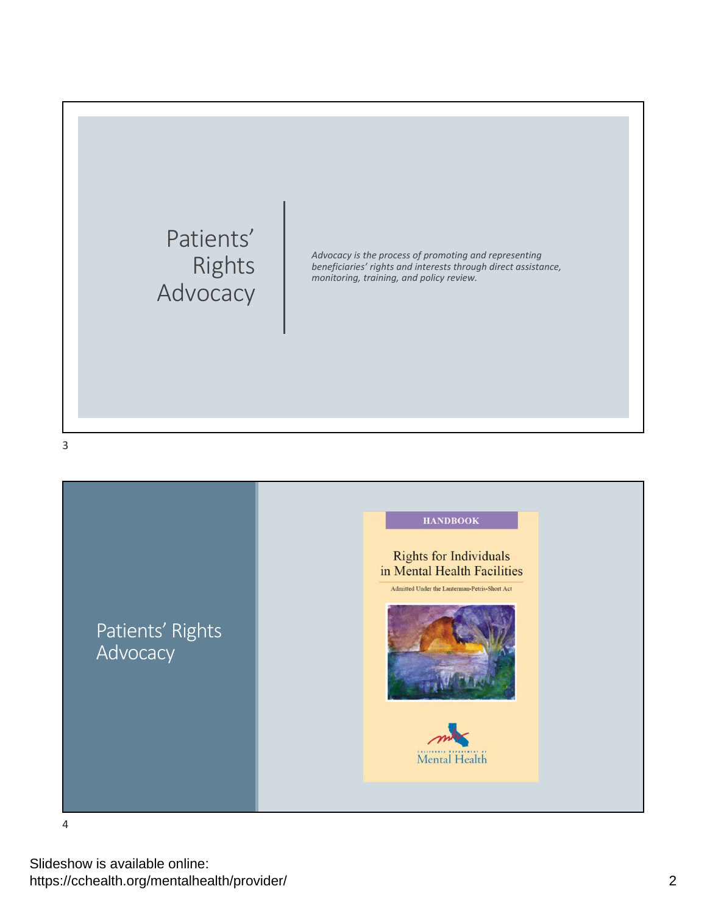## Patients' Rights Advocacy

*Advocacy is the process of promoting and representing beneficiaries' rights and interests through direct assistance, monitoring, training, and policy review.*

3

## Patients' Rights Advocacy

HANDBOOK

Rights for Individuals in Mental Health Facilities

Admitted Under the Lanterman-Petris-Short Act

California Department of Mental Health

4

Slideshow is available online:
https://cchealth.org/mentalhealth/provider/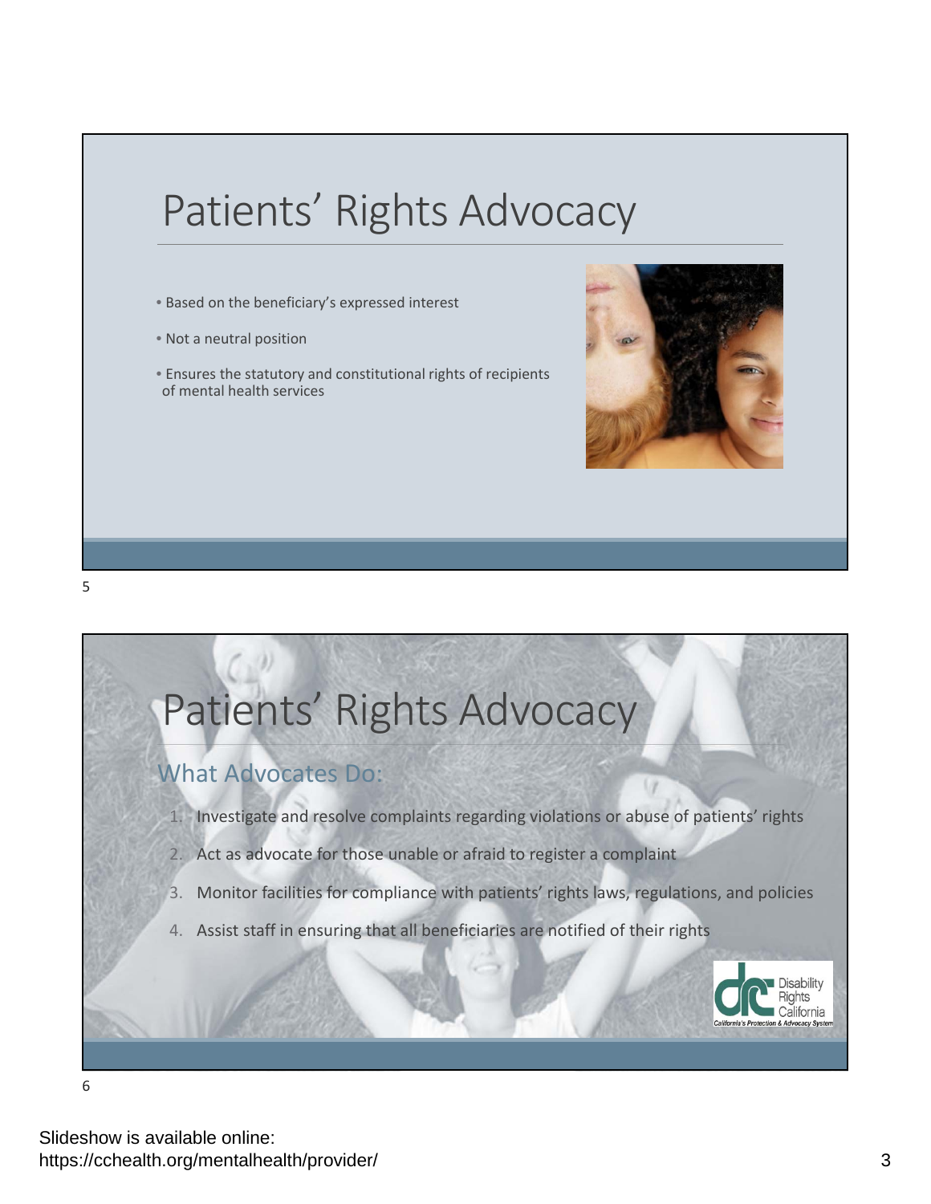# Patients' Rights Advocacy

- Based on the beneficiary's expressed interest
- Not a neutral position
- Ensures the statutory and constitutional rights of recipients of mental health services

# Patients' Rights Advocacy

## What Advocates Do:

1. Investigate and resolve complaints regarding violations or abuse of patients' rights
2. Act as advocate for those unable or afraid to register a complaint
3. Monitor facilities for compliance with patients' rights laws, regulations, and policies
4. Assist staff in ensuring that all beneficiaries are notified of their rights

Disability Rights California
California's Protection & Advocacy System

Slideshow is available online:
https://cchealth.org/mentalhealth/provider/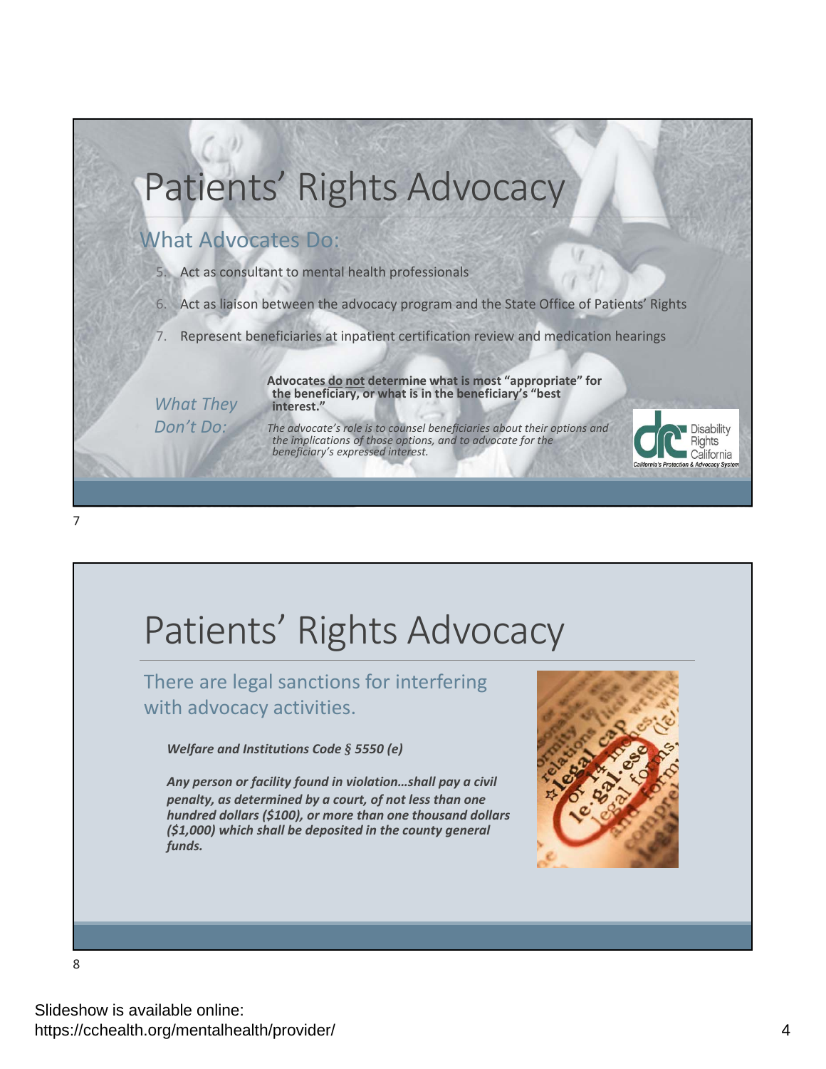# Patients' Rights Advocacy

## What Advocates Do:

5. Act as consultant to mental health professionals
6. Act as liaison between the advocacy program and the State Office of Patients' Rights
7. Represent beneficiaries at inpatient certification review and medication hearings

*What They Don't Do:*

**Advocates do not determine what is most "appropriate" for the beneficiary, or what is in the beneficiary's "best interest."**

*The advocate's role is to counsel beneficiaries about their options and the implications of those options, and to advocate for the beneficiary's expressed interest.*

Disability Rights California
California's Protection & Advocacy System

7

# Patients' Rights Advocacy

## There are legal sanctions for interfering with advocacy activities.

***Welfare and Institutions Code § 5550 (e)***

***Any person or facility found in violation…shall pay a civil penalty, as determined by a court, of not less than one hundred dollars ($100), or more than one thousand dollars ($1,000) which shall be deposited in the county general funds.***

8

Slideshow is available online:
https://cchealth.org/mentalhealth/provider/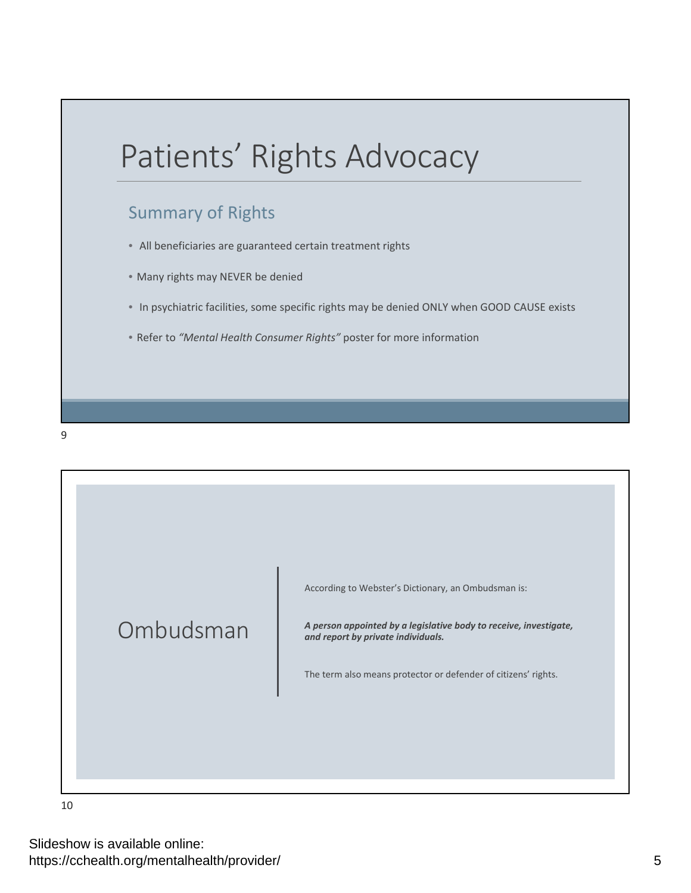# Patients' Rights Advocacy

## Summary of Rights

- All beneficiaries are guaranteed certain treatment rights
- Many rights may NEVER be denied
- In psychiatric facilities, some specific rights may be denied ONLY when GOOD CAUSE exists
- Refer to *"Mental Health Consumer Rights"* poster for more information

9

# Ombudsman

According to Webster's Dictionary, an Ombudsman is:

***A person appointed by a legislative body to receive, investigate, and report by private individuals.***

The term also means protector or defender of citizens' rights.

10

Slideshow is available online:
https://cchealth.org/mentalhealth/provider/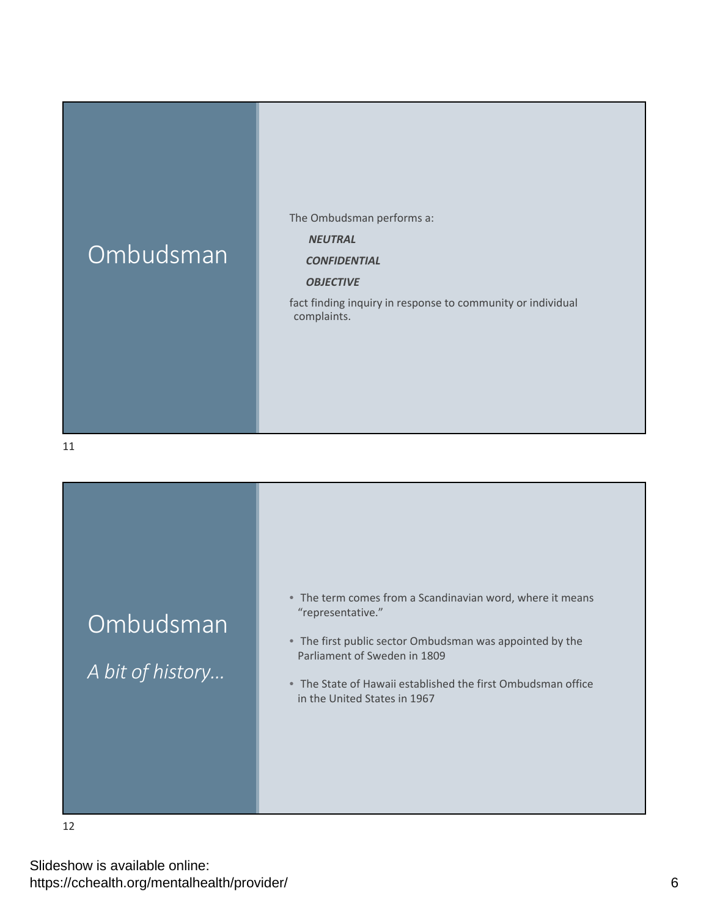## Ombudsman

The Ombudsman performs a:

***NEUTRAL***

***CONFIDENTIAL***

***OBJECTIVE***

fact finding inquiry in response to community or individual complaints.

11

## Ombudsman

*A bit of history…*

- The term comes from a Scandinavian word, where it means "representative."
- The first public sector Ombudsman was appointed by the Parliament of Sweden in 1809
- The State of Hawaii established the first Ombudsman office in the United States in 1967

12

Slideshow is available online:
https://cchealth.org/mentalhealth/provider/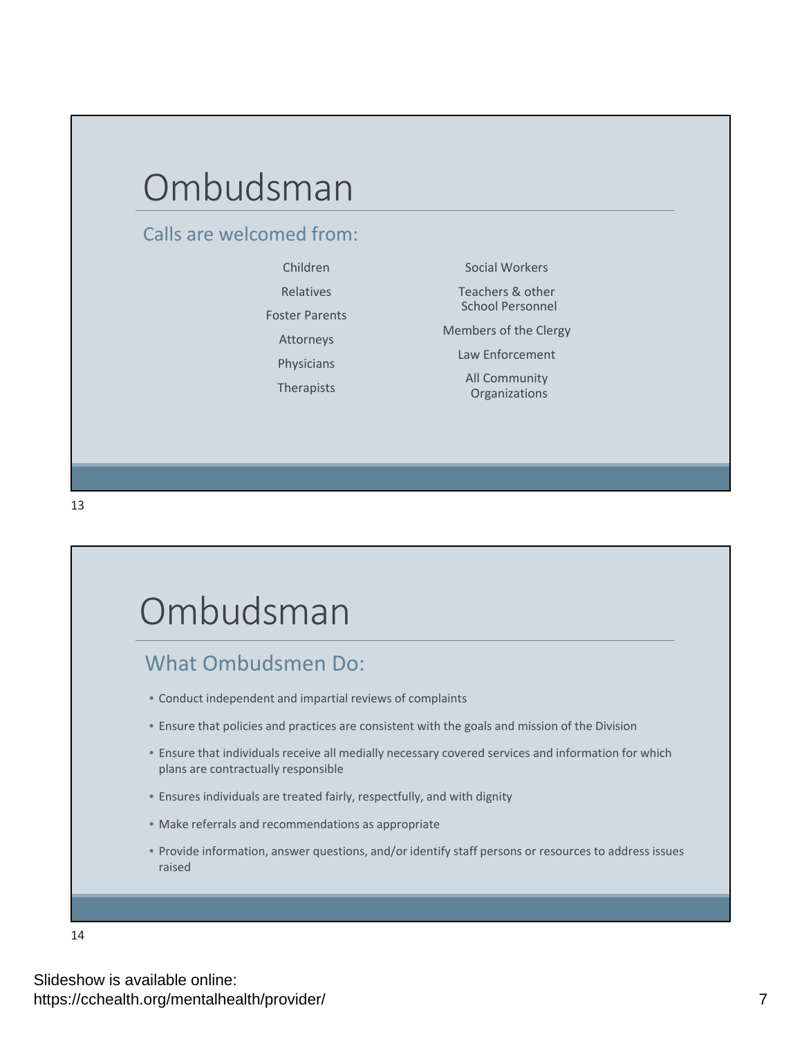# Ombudsman

## Calls are welcomed from:

- Children
- Relatives
- Foster Parents
- Attorneys
- Physicians
- Therapists
- Social Workers
- Teachers & other School Personnel
- Members of the Clergy
- Law Enforcement
- All Community Organizations

# Ombudsman

## What Ombudsmen Do:

- Conduct independent and impartial reviews of complaints
- Ensure that policies and practices are consistent with the goals and mission of the Division
- Ensure that individuals receive all medially necessary covered services and information for which plans are contractually responsible
- Ensures individuals are treated fairly, respectfully, and with dignity
- Make referrals and recommendations as appropriate
- Provide information, answer questions, and/or identify staff persons or resources to address issues raised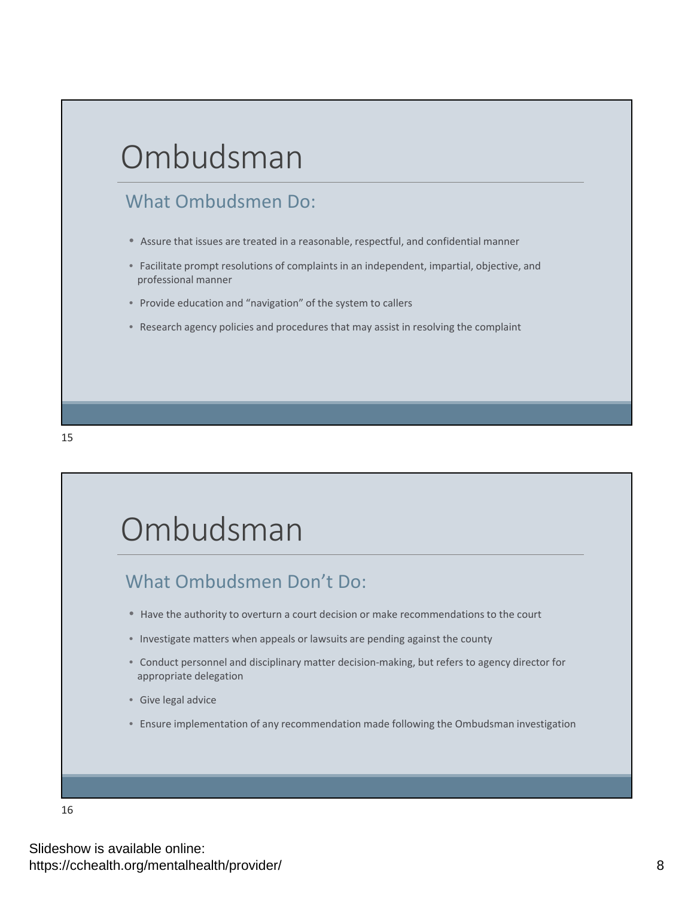# Ombudsman

## What Ombudsmen Do:

- Assure that issues are treated in a reasonable, respectful, and confidential manner
- Facilitate prompt resolutions of complaints in an independent, impartial, objective, and professional manner
- Provide education and "navigation" of the system to callers
- Research agency policies and procedures that may assist in resolving the complaint

# Ombudsman

## What Ombudsmen Don't Do:

- Have the authority to overturn a court decision or make recommendations to the court
- Investigate matters when appeals or lawsuits are pending against the county
- Conduct personnel and disciplinary matter decision-making, but refers to agency director for appropriate delegation
- Give legal advice
- Ensure implementation of any recommendation made following the Ombudsman investigation

Slideshow is available online:
https://cchealth.org/mentalhealth/provider/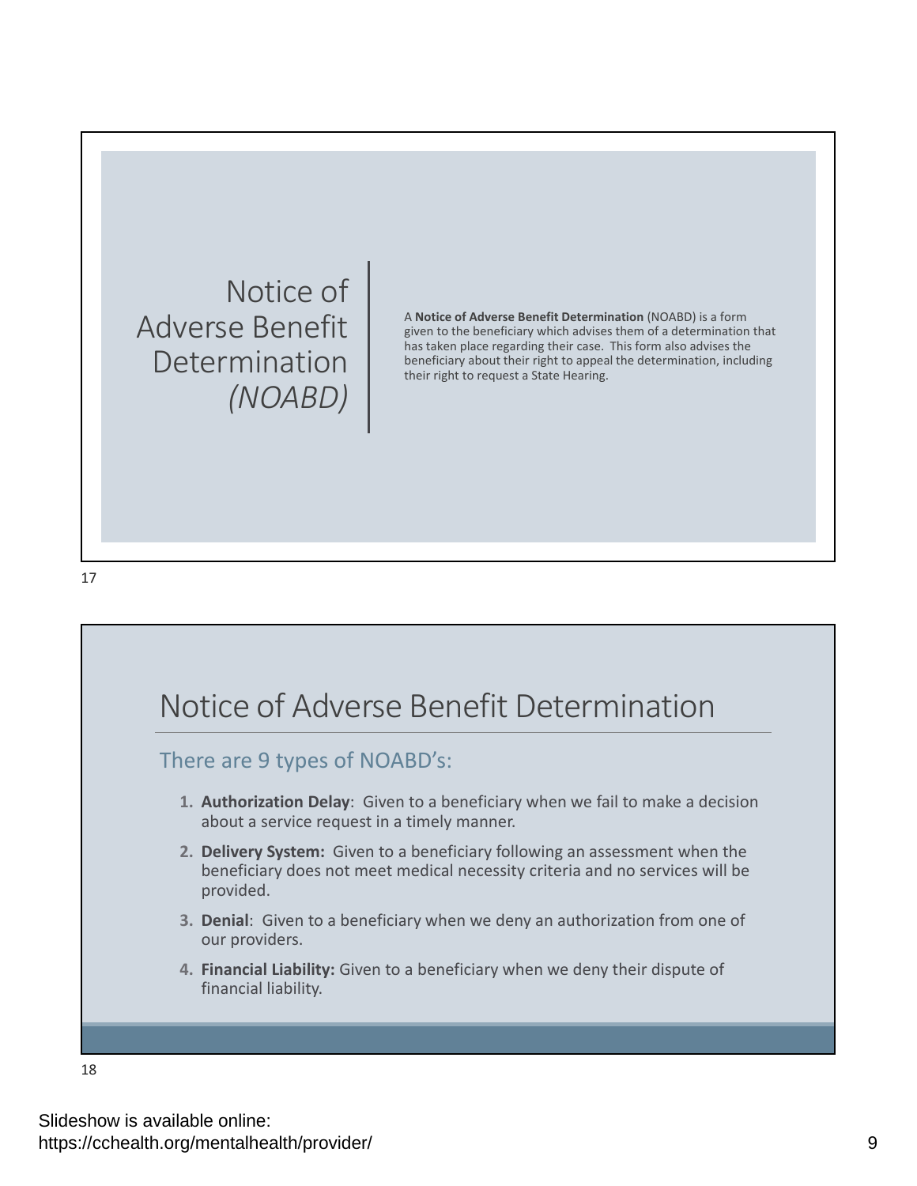## Notice of Adverse Benefit Determination *(NOABD)*

A **Notice of Adverse Benefit Determination** (NOABD) is a form given to the beneficiary which advises them of a determination that has taken place regarding their case. This form also advises the beneficiary about their right to appeal the determination, including their right to request a State Hearing.

17

## Notice of Adverse Benefit Determination

### There are 9 types of NOABD's:

1. **Authorization Delay**: Given to a beneficiary when we fail to make a decision about a service request in a timely manner.
2. **Delivery System:** Given to a beneficiary following an assessment when the beneficiary does not meet medical necessity criteria and no services will be provided.
3. **Denial**: Given to a beneficiary when we deny an authorization from one of our providers.
4. **Financial Liability:** Given to a beneficiary when we deny their dispute of financial liability.

18

Slideshow is available online:
https://cchealth.org/mentalhealth/provider/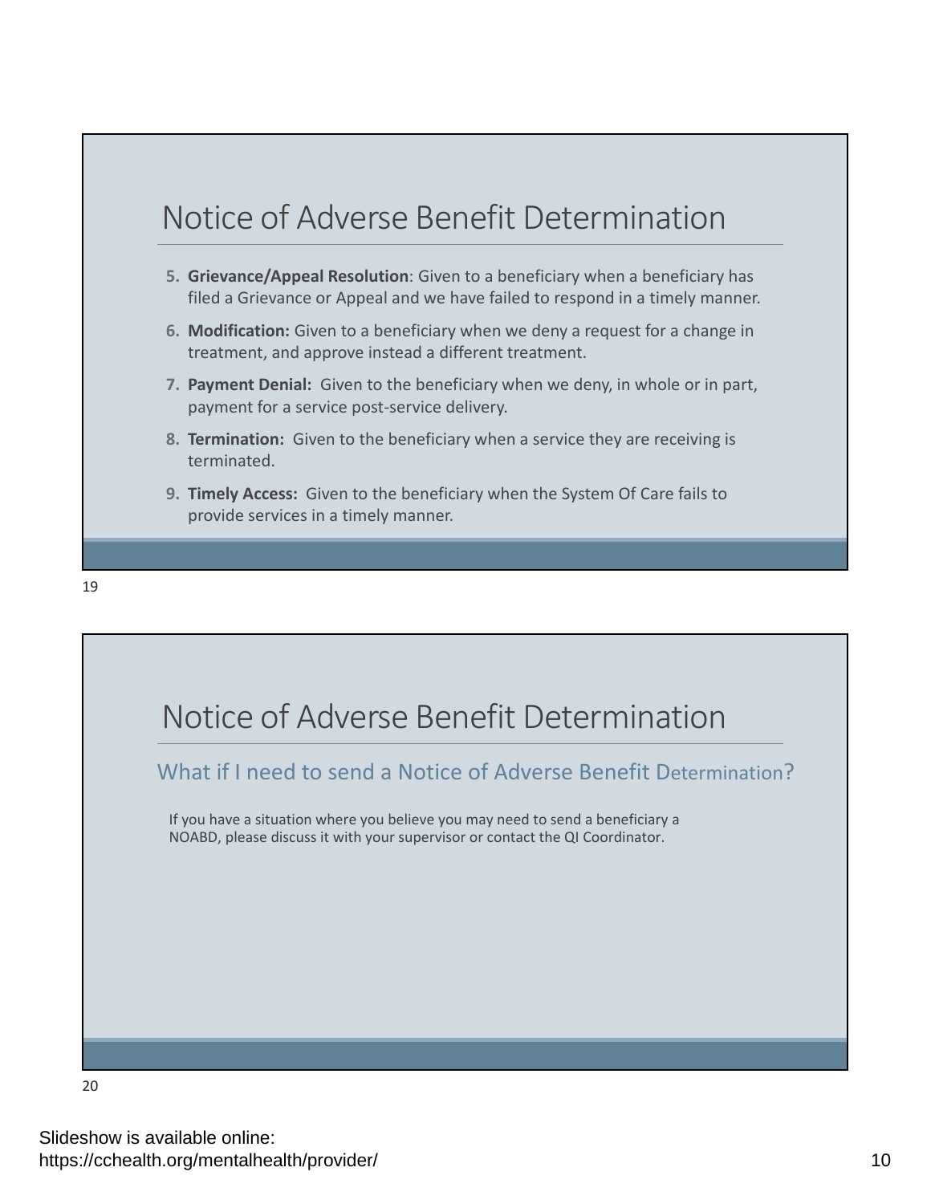# Notice of Adverse Benefit Determination

5. **Grievance/Appeal Resolution**: Given to a beneficiary when a beneficiary has filed a Grievance or Appeal and we have failed to respond in a timely manner.
6. **Modification:** Given to a beneficiary when we deny a request for a change in treatment, and approve instead a different treatment.
7. **Payment Denial:** Given to the beneficiary when we deny, in whole or in part, payment for a service post-service delivery.
8. **Termination:** Given to the beneficiary when a service they are receiving is terminated.
9. **Timely Access:** Given to the beneficiary when the System Of Care fails to provide services in a timely manner.

19

# Notice of Adverse Benefit Determination

## What if I need to send a Notice of Adverse Benefit Determination?

If you have a situation where you believe you may need to send a beneficiary a NOABD, please discuss it with your supervisor or contact the QI Coordinator.

20

Slideshow is available online:
https://cchealth.org/mentalhealth/provider/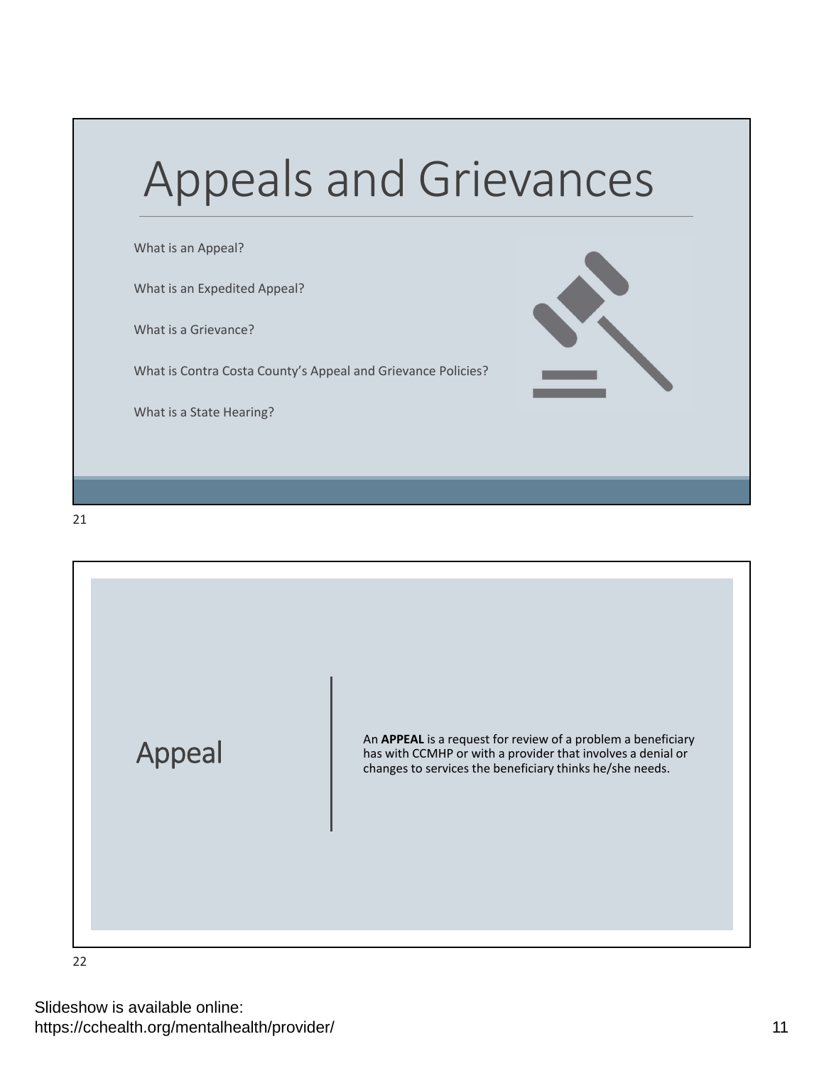# Appeals and Grievances

What is an Appeal?

What is an Expedited Appeal?

What is a Grievance?

What is Contra Costa County's Appeal and Grievance Policies?

What is a State Hearing?

## Appeal

An **APPEAL** is a request for review of a problem a beneficiary has with CCMHP or with a provider that involves a denial or changes to services the beneficiary thinks he/she needs.

Slideshow is available online:
https://cchealth.org/mentalhealth/provider/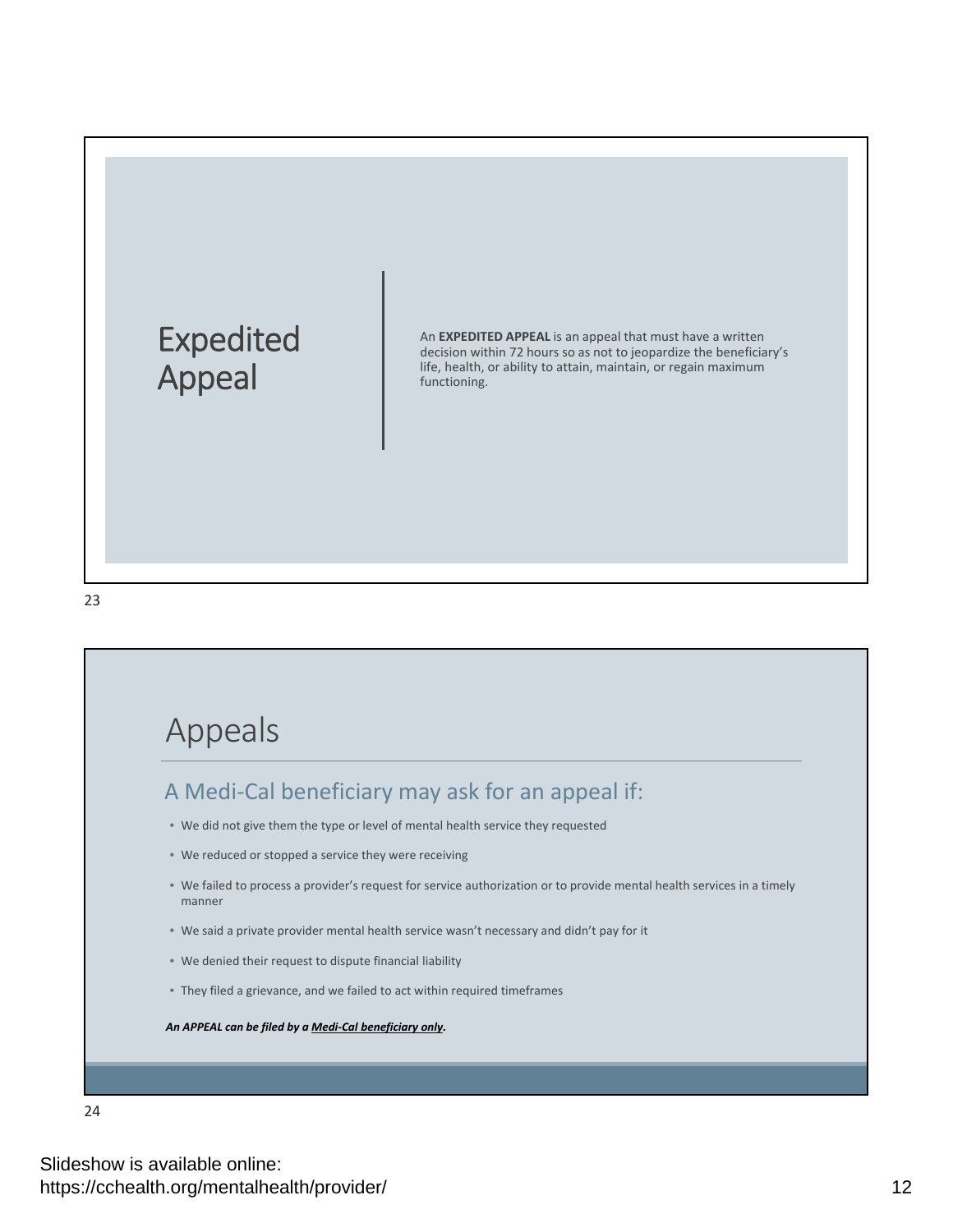# Expedited Appeal

An **EXPEDITED APPEAL** is an appeal that must have a written decision within 72 hours so as not to jeopardize the beneficiary's life, health, or ability to attain, maintain, or regain maximum functioning.

# Appeals

## A Medi-Cal beneficiary may ask for an appeal if:

- We did not give them the type or level of mental health service they requested
- We reduced or stopped a service they were receiving
- We failed to process a provider's request for service authorization or to provide mental health services in a timely manner
- We said a private provider mental health service wasn't necessary and didn't pay for it
- We denied their request to dispute financial liability
- They filed a grievance, and we failed to act within required timeframes

***An APPEAL can be filed by a <u>Medi-Cal beneficiary only</u>.***

Slideshow is available online:
https://cchealth.org/mentalhealth/provider/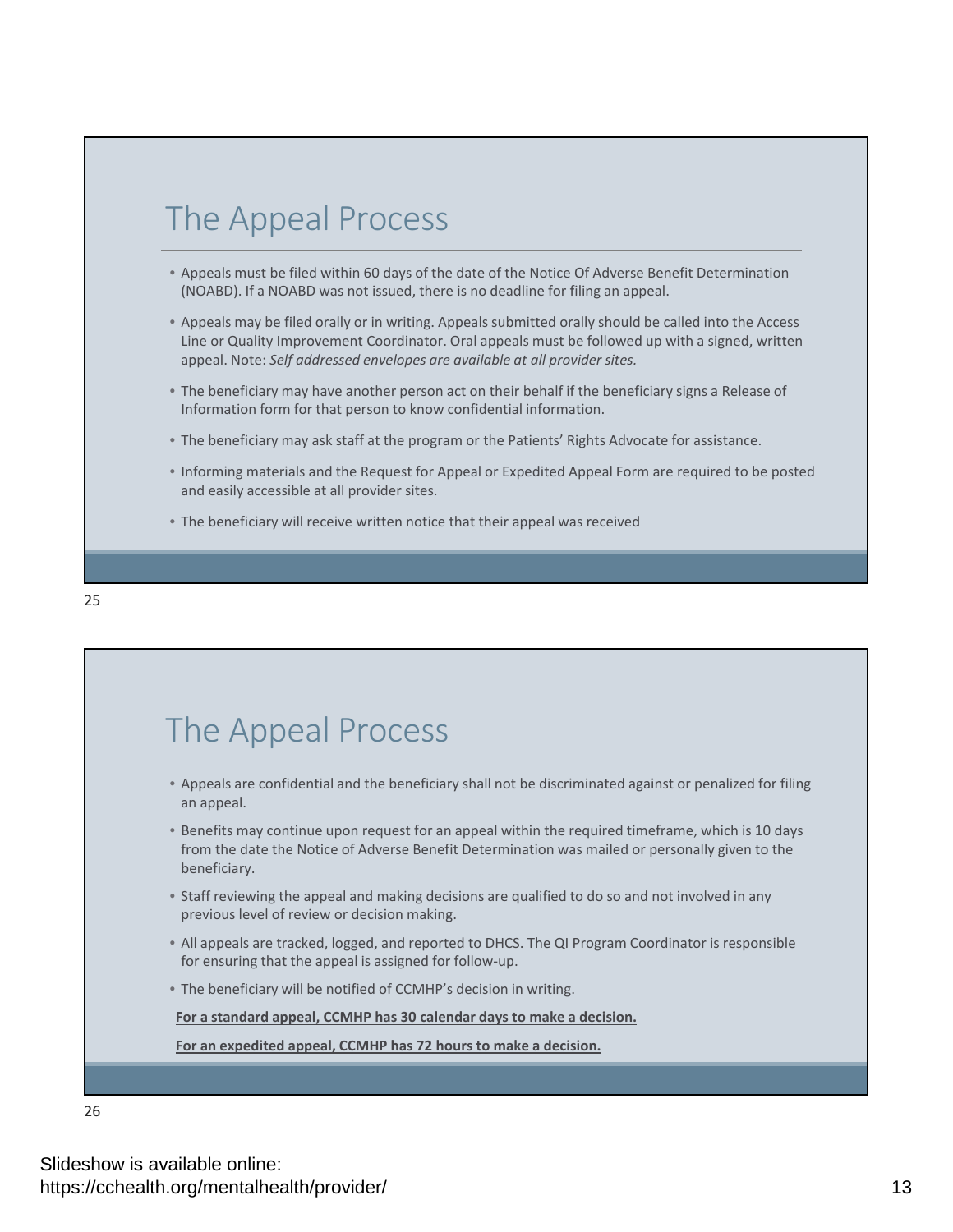## The Appeal Process

- Appeals must be filed within 60 days of the date of the Notice Of Adverse Benefit Determination (NOABD). If a NOABD was not issued, there is no deadline for filing an appeal.
- Appeals may be filed orally or in writing. Appeals submitted orally should be called into the Access Line or Quality Improvement Coordinator. Oral appeals must be followed up with a signed, written appeal. Note: *Self addressed envelopes are available at all provider sites.*
- The beneficiary may have another person act on their behalf if the beneficiary signs a Release of Information form for that person to know confidential information.
- The beneficiary may ask staff at the program or the Patients' Rights Advocate for assistance.
- Informing materials and the Request for Appeal or Expedited Appeal Form are required to be posted and easily accessible at all provider sites.
- The beneficiary will receive written notice that their appeal was received

25

## The Appeal Process

- Appeals are confidential and the beneficiary shall not be discriminated against or penalized for filing an appeal.
- Benefits may continue upon request for an appeal within the required timeframe, which is 10 days from the date the Notice of Adverse Benefit Determination was mailed or personally given to the beneficiary.
- Staff reviewing the appeal and making decisions are qualified to do so and not involved in any previous level of review or decision making.
- All appeals are tracked, logged, and reported to DHCS. The QI Program Coordinator is responsible for ensuring that the appeal is assigned for follow-up.
- The beneficiary will be notified of CCMHP's decision in writing.

**For a standard appeal, CCMHP has 30 calendar days to make a decision.**

**For an expedited appeal, CCMHP has 72 hours to make a decision.**

26

Slideshow is available online:
https://cchealth.org/mentalhealth/provider/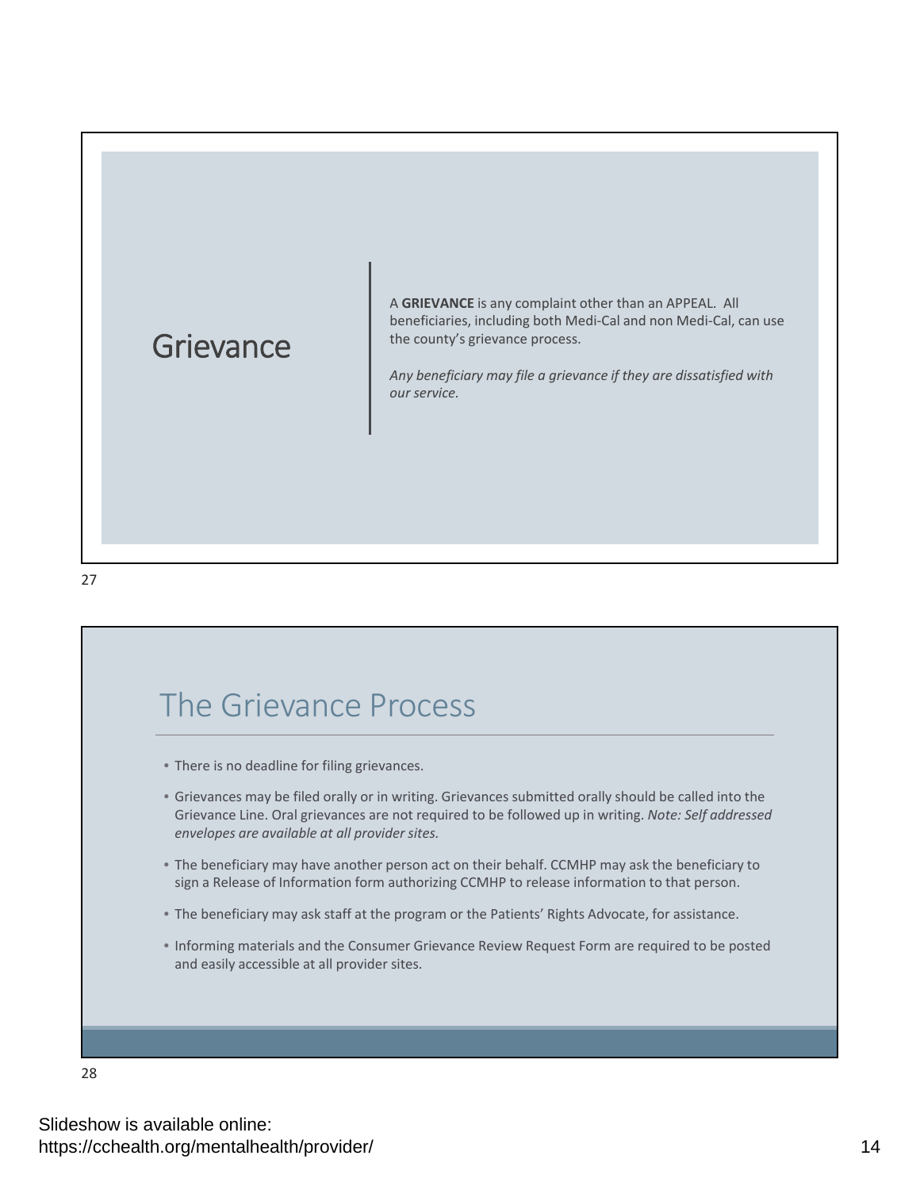## Grievance

A **GRIEVANCE** is any complaint other than an APPEAL. All beneficiaries, including both Medi-Cal and non Medi-Cal, can use the county's grievance process.

*Any beneficiary may file a grievance if they are dissatisfied with our service.*

27

## The Grievance Process

- There is no deadline for filing grievances.
- Grievances may be filed orally or in writing. Grievances submitted orally should be called into the Grievance Line. Oral grievances are not required to be followed up in writing. *Note: Self addressed envelopes are available at all provider sites.*
- The beneficiary may have another person act on their behalf. CCMHP may ask the beneficiary to sign a Release of Information form authorizing CCMHP to release information to that person.
- The beneficiary may ask staff at the program or the Patients' Rights Advocate, for assistance.
- Informing materials and the Consumer Grievance Review Request Form are required to be posted and easily accessible at all provider sites.

28

Slideshow is available online:
https://cchealth.org/mentalhealth/provider/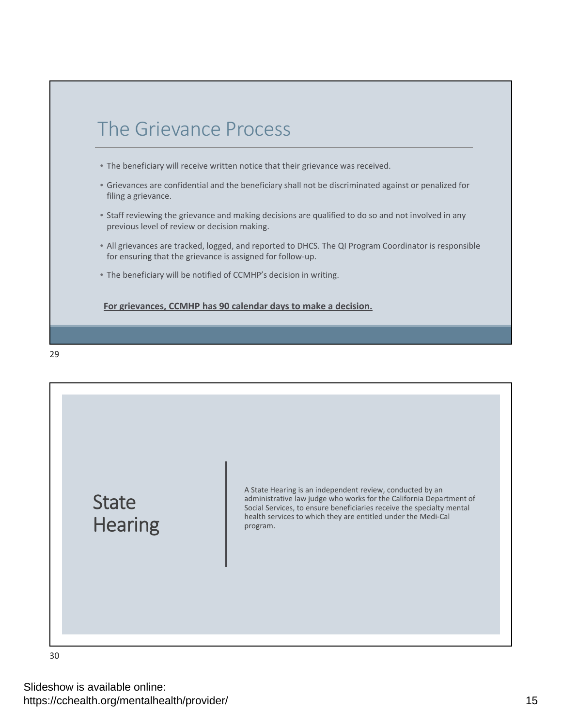## The Grievance Process

- The beneficiary will receive written notice that their grievance was received.
- Grievances are confidential and the beneficiary shall not be discriminated against or penalized for filing a grievance.
- Staff reviewing the grievance and making decisions are qualified to do so and not involved in any previous level of review or decision making.
- All grievances are tracked, logged, and reported to DHCS. The QI Program Coordinator is responsible for ensuring that the grievance is assigned for follow-up.
- The beneficiary will be notified of CCMHP's decision in writing.

**For grievances, CCMHP has 90 calendar days to make a decision.**

29

## State Hearing

A State Hearing is an independent review, conducted by an administrative law judge who works for the California Department of Social Services, to ensure beneficiaries receive the specialty mental health services to which they are entitled under the Medi-Cal program.

30

Slideshow is available online:
https://cchealth.org/mentalhealth/provider/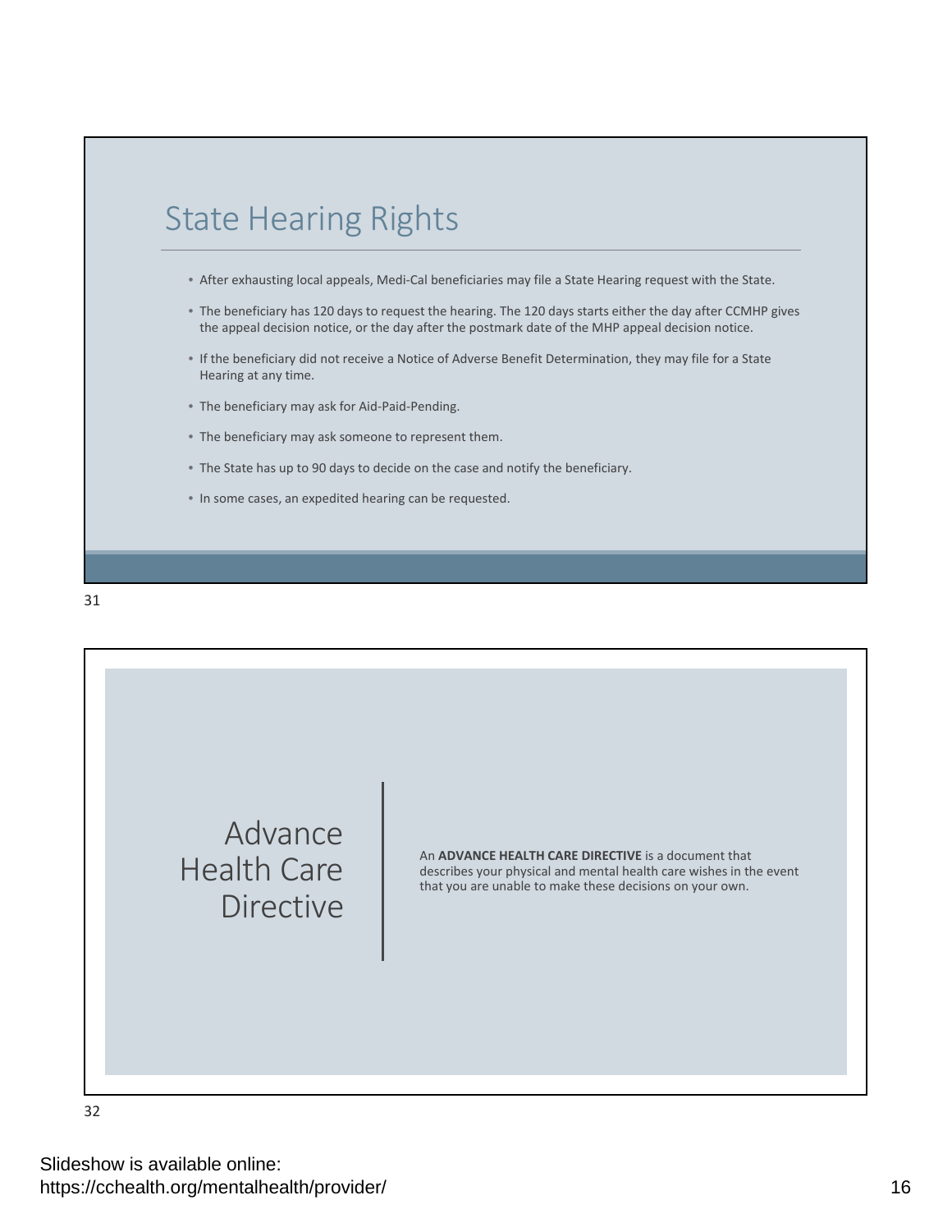## State Hearing Rights

- After exhausting local appeals, Medi-Cal beneficiaries may file a State Hearing request with the State.
- The beneficiary has 120 days to request the hearing. The 120 days starts either the day after CCMHP gives the appeal decision notice, or the day after the postmark date of the MHP appeal decision notice.
- If the beneficiary did not receive a Notice of Adverse Benefit Determination, they may file for a State Hearing at any time.
- The beneficiary may ask for Aid-Paid-Pending.
- The beneficiary may ask someone to represent them.
- The State has up to 90 days to decide on the case and notify the beneficiary.
- In some cases, an expedited hearing can be requested.

31

## Advance Health Care Directive

An **ADVANCE HEALTH CARE DIRECTIVE** is a document that describes your physical and mental health care wishes in the event that you are unable to make these decisions on your own.

32

Slideshow is available online:
https://cchealth.org/mentalhealth/provider/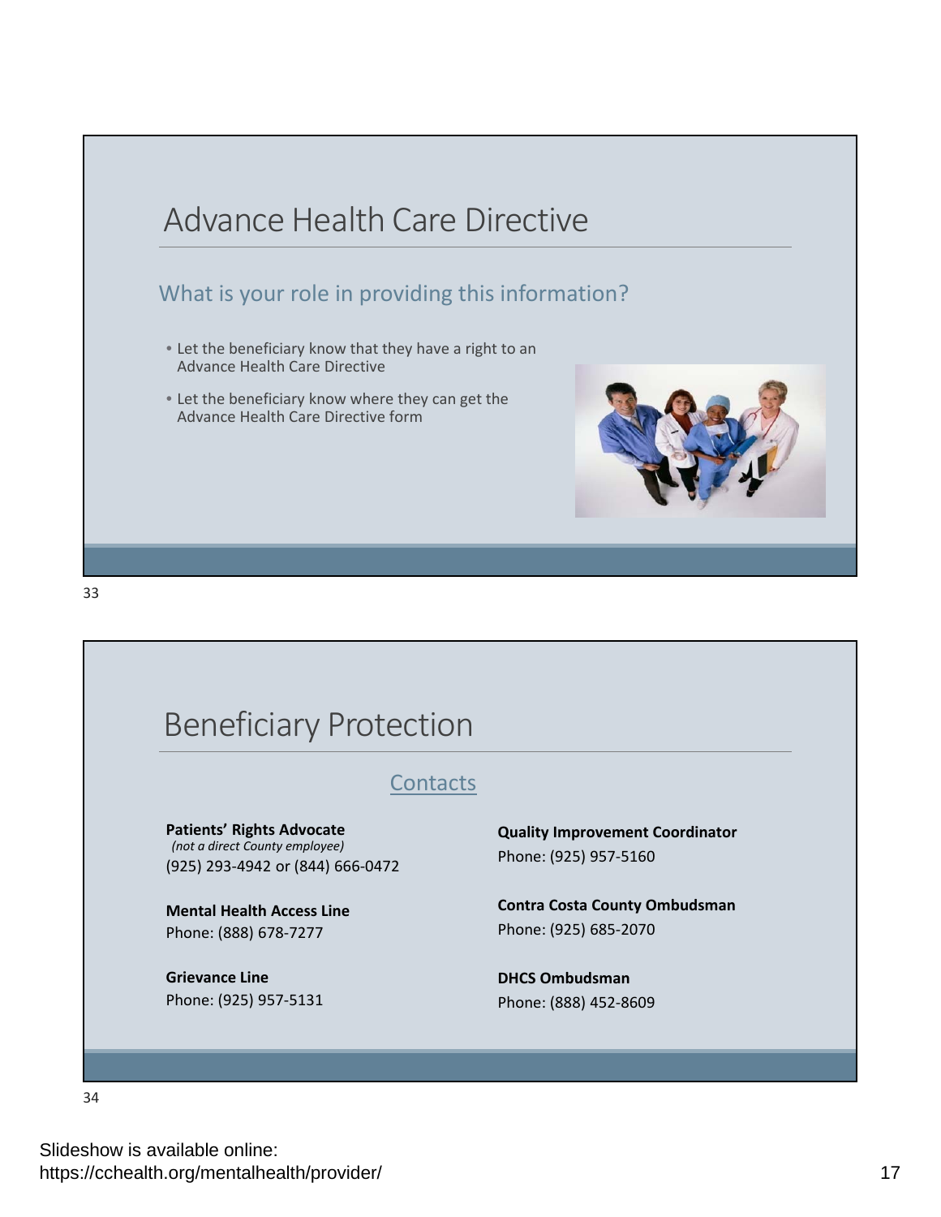# Advance Health Care Directive

## What is your role in providing this information?

- Let the beneficiary know that they have a right to an Advance Health Care Directive
- Let the beneficiary know where they can get the Advance Health Care Directive form

# Beneficiary Protection

## Contacts

**Patients' Rights Advocate**
*(not a direct County employee)*
(925) 293-4942 or (844) 666-0472

**Mental Health Access Line**
Phone: (888) 678-7277

**Grievance Line**
Phone: (925) 957-5131

**Quality Improvement Coordinator**
Phone: (925) 957-5160

**Contra Costa County Ombudsman**
Phone: (925) 685-2070

**DHCS Ombudsman**
Phone: (888) 452-8609

Slideshow is available online:
https://cchealth.org/mentalhealth/provider/